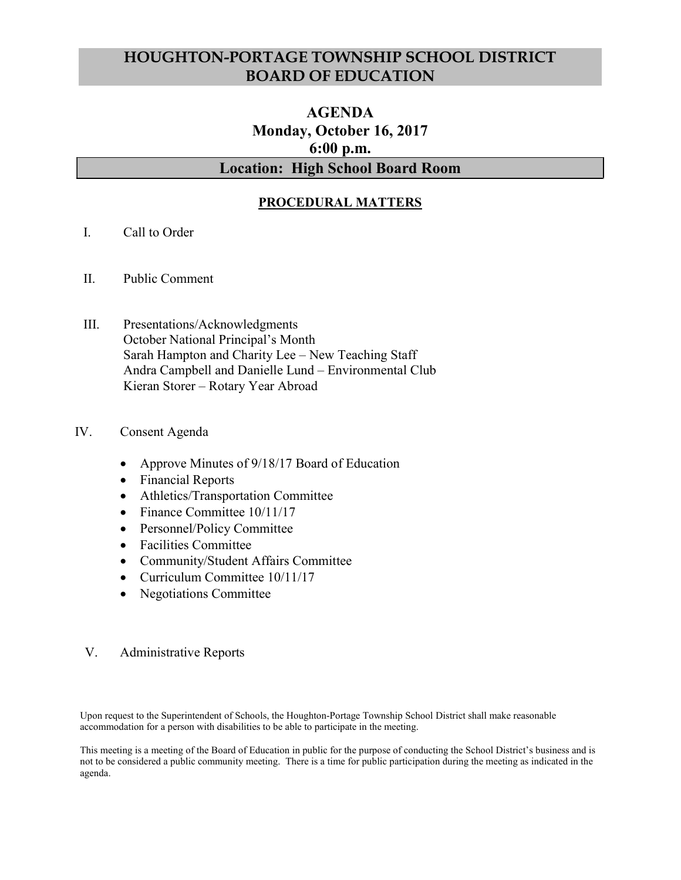# HOUGHTON-PORTAGE TOWNSHIP SCHOOL DISTRICT BOARD OF EDUCATION

## AGENDA
## Monday, October 16, 2017
## 6:00 p.m.

## Location: High School Board Room

### PROCEDURAL MATTERS

I. Call to Order

II. Public Comment

III. Presentations/Acknowledgments
October National Principal's Month
Sarah Hampton and Charity Lee – New Teaching Staff
Andra Campbell and Danielle Lund – Environmental Club
Kieran Storer – Rotary Year Abroad

IV. Consent Agenda

- Approve Minutes of 9/18/17 Board of Education
- Financial Reports
- Athletics/Transportation Committee
- Finance Committee 10/11/17
- Personnel/Policy Committee
- Facilities Committee
- Community/Student Affairs Committee
- Curriculum Committee 10/11/17
- Negotiations Committee

V. Administrative Reports

Upon request to the Superintendent of Schools, the Houghton-Portage Township School District shall make reasonable accommodation for a person with disabilities to be able to participate in the meeting.

This meeting is a meeting of the Board of Education in public for the purpose of conducting the School District's business and is not to be considered a public community meeting. There is a time for public participation during the meeting as indicated in the agenda.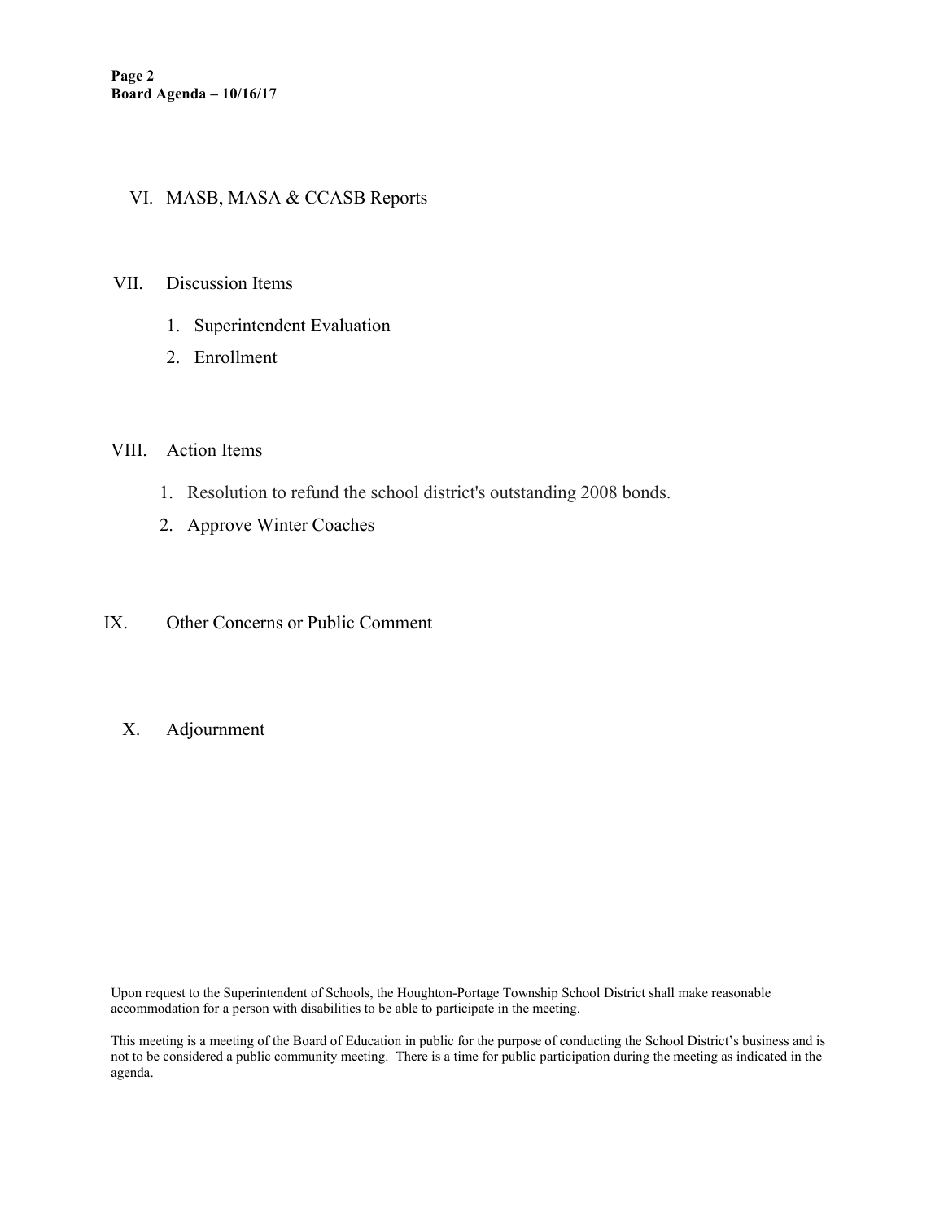VI. MASB, MASA & CCASB Reports

VII. Discussion Items

1. Superintendent Evaluation
2. Enrollment

VIII. Action Items

1. Resolution to refund the school district's outstanding 2008 bonds.
2. Approve Winter Coaches

IX. Other Concerns or Public Comment

X. Adjournment

Upon request to the Superintendent of Schools, the Houghton-Portage Township School District shall make reasonable accommodation for a person with disabilities to be able to participate in the meeting.

This meeting is a meeting of the Board of Education in public for the purpose of conducting the School District's business and is not to be considered a public community meeting. There is a time for public participation during the meeting as indicated in the agenda.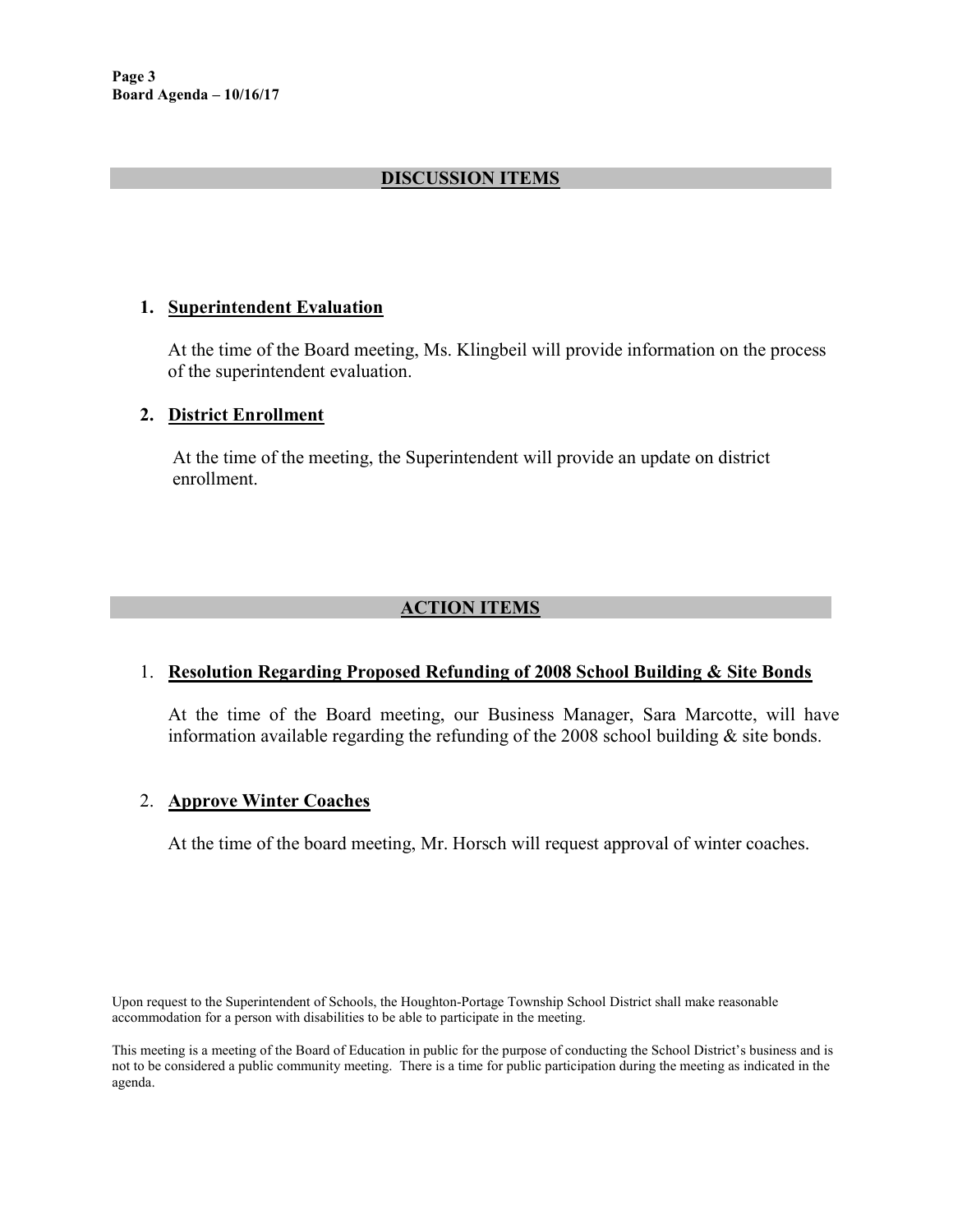## DISCUSSION ITEMS

1. **Superintendent Evaluation**

   At the time of the Board meeting, Ms. Klingbeil will provide information on the process of the superintendent evaluation.

2. **District Enrollment**

   At the time of the meeting, the Superintendent will provide an update on district enrollment.

## ACTION ITEMS

1. **Resolution Regarding Proposed Refunding of 2008 School Building & Site Bonds**

   At the time of the Board meeting, our Business Manager, Sara Marcotte, will have information available regarding the refunding of the 2008 school building & site bonds.

2. **Approve Winter Coaches**

   At the time of the board meeting, Mr. Horsch will request approval of winter coaches.

Upon request to the Superintendent of Schools, the Houghton-Portage Township School District shall make reasonable accommodation for a person with disabilities to be able to participate in the meeting.

This meeting is a meeting of the Board of Education in public for the purpose of conducting the School District's business and is not to be considered a public community meeting. There is a time for public participation during the meeting as indicated in the agenda.